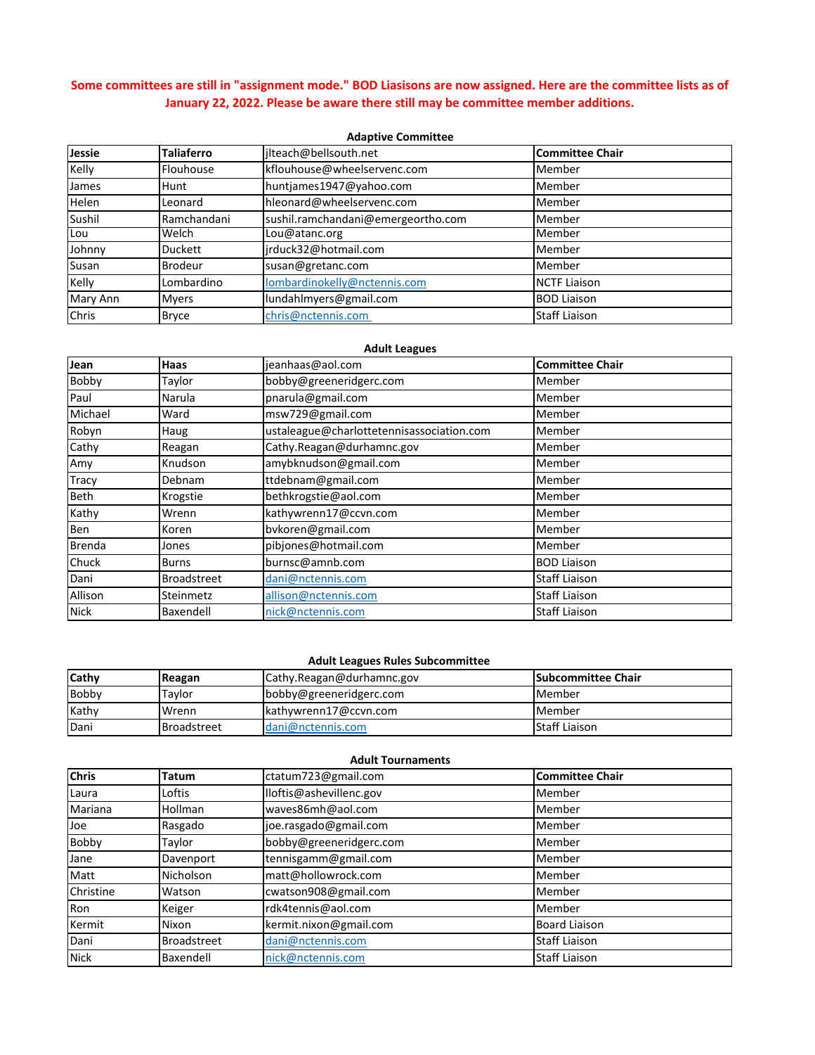**Some committees are still in "assignment mode." BOD Liasisons are now assigned. Here are the committee lists as of January 22, 2022. Please be aware there still may be committee member additions.**

### Adaptive Committee

| **Jessie** | **Taliaferro** | jlteach@bellsouth.net | **Committee Chair** |
|---|---|---|---|
| Kelly | Flouhouse | kflouhouse@wheelservenc.com | Member |
| James | Hunt | huntjames1947@yahoo.com | Member |
| Helen | Leonard | hleonard@wheelservenc.com | Member |
| Sushil | Ramchandani | sushil.ramchandani@emergeortho.com | Member |
| Lou | Welch | Lou@atanc.org | Member |
| Johnny | Duckett | jrduck32@hotmail.com | Member |
| Susan | Brodeur | susan@gretanc.com | Member |
| Kelly | Lombardino | lombardinokelly@nctennis.com | NCTF Liaison |
| Mary Ann | Myers | lundahlmyers@gmail.com | BOD Liaison |
| Chris | Bryce | chris@nctennis.com | Staff Liaison |

### Adult Leagues

| **Jean** | **Haas** | jeanhaas@aol.com | **Committee Chair** |
|---|---|---|---|
| Bobby | Taylor | bobby@greeneridgerc.com | Member |
| Paul | Narula | pnarula@gmail.com | Member |
| Michael | Ward | msw729@gmail.com | Member |
| Robyn | Haug | ustaleague@charlottetennisassociation.com | Member |
| Cathy | Reagan | Cathy.Reagan@durhamnc.gov | Member |
| Amy | Knudson | amybknudson@gmail.com | Member |
| Tracy | Debnam | ttdebnam@gmail.com | Member |
| Beth | Krogstie | bethkrogstie@aol.com | Member |
| Kathy | Wrenn | kathywrenn17@ccvn.com | Member |
| Ben | Koren | bvkoren@gmail.com | Member |
| Brenda | Jones | pibjones@hotmail.com | Member |
| Chuck | Burns | burnsc@amnb.com | BOD Liaison |
| Dani | Broadstreet | dani@nctennis.com | Staff Liaison |
| Allison | Steinmetz | allison@nctennis.com | Staff Liaison |
| Nick | Baxendell | nick@nctennis.com | Staff Liaison |

### Adult Leagues Rules Subcommittee

| **Cathy** | **Reagan** | Cathy.Reagan@durhamnc.gov | **Subcommittee Chair** |
|---|---|---|---|
| Bobby | Taylor | bobby@greeneridgerc.com | Member |
| Kathy | Wrenn | kathywrenn17@ccvn.com | Member |
| Dani | Broadstreet | dani@nctennis.com | Staff Liaison |

### Adult Tournaments

| **Chris** | **Tatum** | ctatum723@gmail.com | **Committee Chair** |
|---|---|---|---|
| Laura | Loftis | lloftis@ashevillenc.gov | Member |
| Mariana | Hollman | waves86mh@aol.com | Member |
| Joe | Rasgado | joe.rasgado@gmail.com | Member |
| Bobby | Taylor | bobby@greeneridgerc.com | Member |
| Jane | Davenport | tennisgamm@gmail.com | Member |
| Matt | Nicholson | matt@hollowrock.com | Member |
| Christine | Watson | cwatson908@gmail.com | Member |
| Ron | Keiger | rdk4tennis@aol.com | Member |
| Kermit | Nixon | kermit.nixon@gmail.com | Board Liaison |
| Dani | Broadstreet | dani@nctennis.com | Staff Liaison |
| Nick | Baxendell | nick@nctennis.com | Staff Liaison |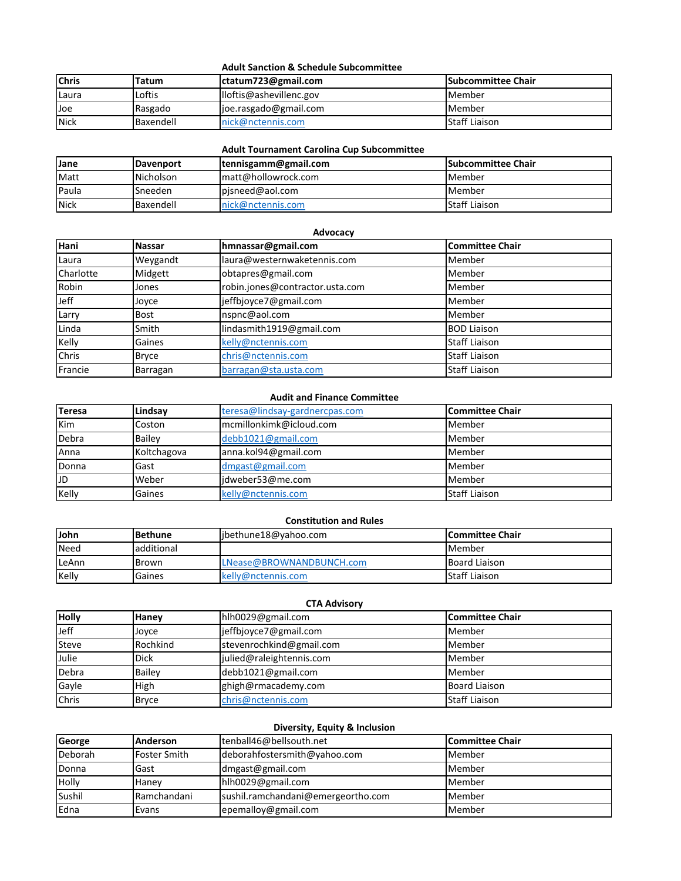### Adult Sanction & Schedule Subcommittee

| Chris | Tatum | ctatum723@gmail.com | Subcommittee Chair |
|---|---|---|---|
| Laura | Loftis | lloftis@ashevillenc.gov | Member |
| Joe | Rasgado | joe.rasgado@gmail.com | Member |
| Nick | Baxendell | nick@nctennis.com | Staff Liaison |

### Adult Tournament Carolina Cup Subcommittee

| Jane | Davenport | tennisgamm@gmail.com | Subcommittee Chair |
|---|---|---|---|
| Matt | Nicholson | matt@hollowrock.com | Member |
| Paula | Sneeden | pjsneed@aol.com | Member |
| Nick | Baxendell | nick@nctennis.com | Staff Liaison |

### Advocacy

| Hani | Nassar | hmnassar@gmail.com | Committee Chair |
|---|---|---|---|
| Laura | Weygandt | laura@westernwaketennis.com | Member |
| Charlotte | Midgett | obtapres@gmail.com | Member |
| Robin | Jones | robin.jones@contractor.usta.com | Member |
| Jeff | Joyce | jeffbjoyce7@gmail.com | Member |
| Larry | Bost | nspnc@aol.com | Member |
| Linda | Smith | lindasmith1919@gmail.com | BOD Liaison |
| Kelly | Gaines | kelly@nctennis.com | Staff Liaison |
| Chris | Bryce | chris@nctennis.com | Staff Liaison |
| Francie | Barragan | barragan@sta.usta.com | Staff Liaison |

### Audit and Finance Committee

| Teresa | Lindsay | teresa@lindsay-gardnercpas.com | Committee Chair |
|---|---|---|---|
| Kim | Coston | mcmillonkimk@icloud.com | Member |
| Debra | Bailey | debb1021@gmail.com | Member |
| Anna | Koltchagova | anna.kol94@gmail.com | Member |
| Donna | Gast | dmgast@gmail.com | Member |
| JD | Weber | jdweber53@me.com | Member |
| Kelly | Gaines | kelly@nctennis.com | Staff Liaison |

### Constitution and Rules

| John | Bethune | jbethune18@yahoo.com | Committee Chair |
|---|---|---|---|
| Need | additional | | Member |
| LeAnn | Brown | LNease@BROWNANDBUNCH.com | Board Liaison |
| Kelly | Gaines | kelly@nctennis.com | Staff Liaison |

### CTA Advisory

| Holly | Haney | hlh0029@gmail.com | Committee Chair |
|---|---|---|---|
| Jeff | Joyce | jeffbjoyce7@gmail.com | Member |
| Steve | Rochkind | stevenrochkind@gmail.com | Member |
| Julie | Dick | julied@raleightennis.com | Member |
| Debra | Bailey | debb1021@gmail.com | Member |
| Gayle | High | ghigh@rmacademy.com | Board Liaison |
| Chris | Bryce | chris@nctennis.com | Staff Liaison |

### Diversity, Equity & Inclusion

| George | Anderson | tenball46@bellsouth.net | Committee Chair |
|---|---|---|---|
| Deborah | Foster Smith | deborahfostersmith@yahoo.com | Member |
| Donna | Gast | dmgast@gmail.com | Member |
| Holly | Haney | hlh0029@gmail.com | Member |
| Sushil | Ramchandani | sushil.ramchandani@emergeortho.com | Member |
| Edna | Evans | epemalloy@gmail.com | Member |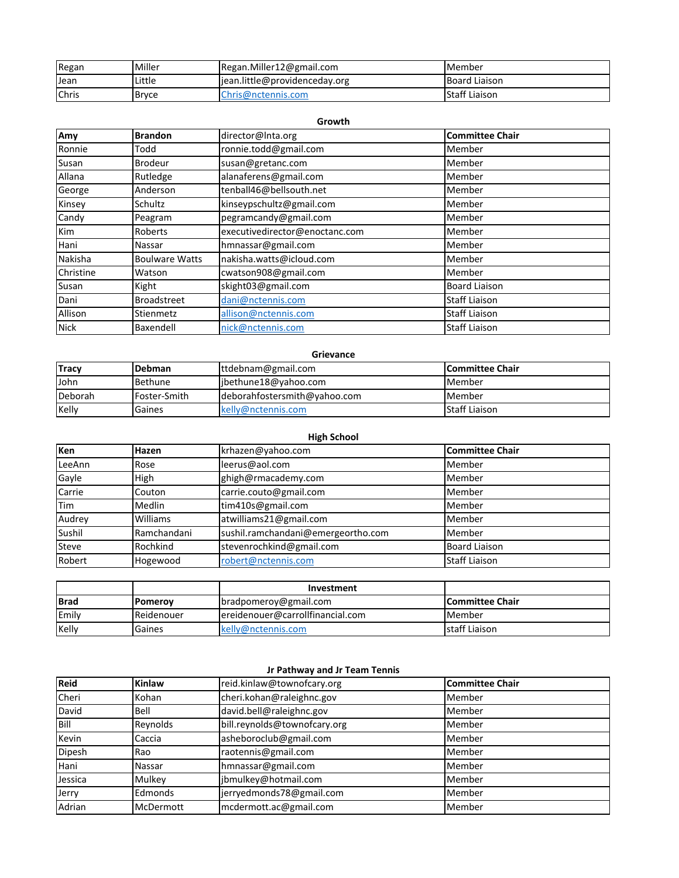| | | | |
|---|---|---|---|
| Regan | Miller | Regan.Miller12@gmail.com | Member |
| Jean | Little | jean.little@providenceday.org | Board Liaison |
| Chris | Bryce | Chris@nctennis.com | Staff Liaison |

**Growth**

| **Amy** | **Brandon** | director@lnta.org | **Committee Chair** |
|---|---|---|---|
| Ronnie | Todd | ronnie.todd@gmail.com | Member |
| Susan | Brodeur | susan@gretanc.com | Member |
| Allana | Rutledge | alanaferens@gmail.com | Member |
| George | Anderson | tenball46@bellsouth.net | Member |
| Kinsey | Schultz | kinseypschultz@gmail.com | Member |
| Candy | Peagram | pegramcandy@gmail.com | Member |
| Kim | Roberts | executivedirector@enoctanc.com | Member |
| Hani | Nassar | hmnassar@gmail.com | Member |
| Nakisha | Boulware Watts | nakisha.watts@icloud.com | Member |
| Christine | Watson | cwatson908@gmail.com | Member |
| Susan | Kight | skight03@gmail.com | Board Liaison |
| Dani | Broadstreet | dani@nctennis.com | Staff Liaison |
| Allison | Stienmetz | allison@nctennis.com | Staff Liaison |
| Nick | Baxendell | nick@nctennis.com | Staff Liaison |

**Grievance**

| **Tracy** | **Debman** | ttdebnam@gmail.com | **Committee Chair** |
|---|---|---|---|
| John | Bethune | jbethune18@yahoo.com | Member |
| Deborah | Foster-Smith | deborahfostersmith@yahoo.com | Member |
| Kelly | Gaines | kelly@nctennis.com | Staff Liaison |

**High School**

| **Ken** | **Hazen** | krhazen@yahoo.com | **Committee Chair** |
|---|---|---|---|
| LeeAnn | Rose | leerus@aol.com | Member |
| Gayle | High | ghigh@rmacademy.com | Member |
| Carrie | Couton | carrie.couto@gmail.com | Member |
| Tim | Medlin | tim410s@gmail.com | Member |
| Audrey | Williams | atwilliams21@gmail.com | Member |
| Sushil | Ramchandani | sushil.ramchandani@emergeortho.com | Member |
| Steve | Rochkind | stevenrochkind@gmail.com | Board Liaison |
| Robert | Hogewood | robert@nctennis.com | Staff Liaison |

| | | **Investment** | |
|---|---|---|---|
| **Brad** | **Pomeroy** | bradpomeroy@gmail.com | **Committee Chair** |
| Emily | Reidenouer | ereidenouer@carrollfinancial.com | Member |
| Kelly | Gaines | kelly@nctennis.com | staff Liaison |

**Jr Pathway and Jr Team Tennis**

| **Reid** | **Kinlaw** | reid.kinlaw@townofcary.org | **Committee Chair** |
|---|---|---|---|
| Cheri | Kohan | cheri.kohan@raleighnc.gov | Member |
| David | Bell | david.bell@raleighnc.gov | Member |
| Bill | Reynolds | bill.reynolds@townofcary.org | Member |
| Kevin | Caccia | asheboroclub@gmail.com | Member |
| Dipesh | Rao | raotennis@gmail.com | Member |
| Hani | Nassar | hmnassar@gmail.com | Member |
| Jessica | Mulkey | jbmulkey@hotmail.com | Member |
| Jerry | Edmonds | jerryedmonds78@gmail.com | Member |
| Adrian | McDermott | mcdermott.ac@gmail.com | Member |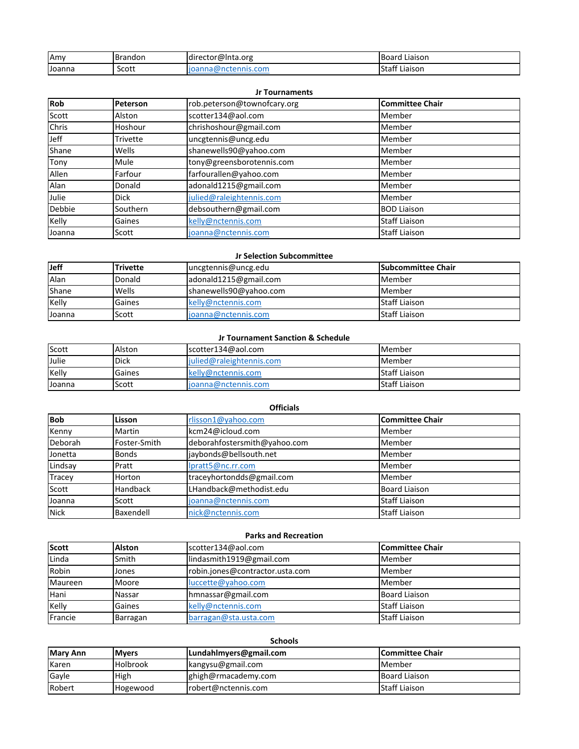| | | | |
|---|---|---|---|
| Amy | Brandon | director@lnta.org | Board Liaison |
| Joanna | Scott | joanna@nctennis.com | Staff Liaison |

### Jr Tournaments

| **Rob** | **Peterson** | rob.peterson@townofcary.org | **Committee Chair** |
|---|---|---|---|
| Scott | Alston | scotter134@aol.com | Member |
| Chris | Hoshour | chrishoshour@gmail.com | Member |
| Jeff | Trivette | uncgtennis@uncg.edu | Member |
| Shane | Wells | shanewells90@yahoo.com | Member |
| Tony | Mule | tony@greensborotennis.com | Member |
| Allen | Farfour | farfourallen@yahoo.com | Member |
| Alan | Donald | adonald1215@gmail.com | Member |
| Julie | Dick | julied@raleightennis.com | Member |
| Debbie | Southern | debsouthern@gmail.com | BOD Liaison |
| Kelly | Gaines | kelly@nctennis.com | Staff Liaison |
| Joanna | Scott | joanna@nctennis.com | Staff Liaison |

### Jr Selection Subcommittee

| **Jeff** | **Trivette** | uncgtennis@uncg.edu | **Subcommittee Chair** |
|---|---|---|---|
| Alan | Donald | adonald1215@gmail.com | Member |
| Shane | Wells | shanewells90@yahoo.com | Member |
| Kelly | Gaines | kelly@nctennis.com | Staff Liaison |
| Joanna | Scott | joanna@nctennis.com | Staff Liaison |

### Jr Tournament Sanction & Schedule

| Scott | Alston | scotter134@aol.com | Member |
|---|---|---|---|
| Julie | Dick | julied@raleightennis.com | Member |
| Kelly | Gaines | kelly@nctennis.com | Staff Liaison |
| Joanna | Scott | joanna@nctennis.com | Staff Liaison |

### Officials

| **Bob** | **Lisson** | rlisson1@yahoo.com | **Committee Chair** |
|---|---|---|---|
| Kenny | Martin | kcm24@icloud.com | Member |
| Deborah | Foster-Smith | deborahfostersmith@yahoo.com | Member |
| Jonetta | Bonds | jaybonds@bellsouth.net | Member |
| Lindsay | Pratt | lpratt5@nc.rr.com | Member |
| Tracey | Horton | traceyhortondds@gmail.com | Member |
| Scott | Handback | LHandback@methodist.edu | Board Liaison |
| Joanna | Scott | joanna@nctennis.com | Staff Liaison |
| Nick | Baxendell | nick@nctennis.com | Staff Liaison |

### Parks and Recreation

| **Scott** | **Alston** | scotter134@aol.com | **Committee Chair** |
|---|---|---|---|
| Linda | Smith | lindasmith1919@gmail.com | Member |
| Robin | Jones | robin.jones@contractor.usta.com | Member |
| Maureen | Moore | luccette@yahoo.com | Member |
| Hani | Nassar | hmnassar@gmail.com | Board Liaison |
| Kelly | Gaines | kelly@nctennis.com | Staff Liaison |
| Francie | Barragan | barragan@sta.usta.com | Staff Liaison |

### Schools

| **Mary Ann** | **Myers** | **Lundahlmyers@gmail.com** | **Committee Chair** |
|---|---|---|---|
| Karen | Holbrook | kangysu@gmail.com | Member |
| Gayle | High | ghigh@rmacademy.com | Board Liaison |
| Robert | Hogewood | robert@nctennis.com | Staff Liaison |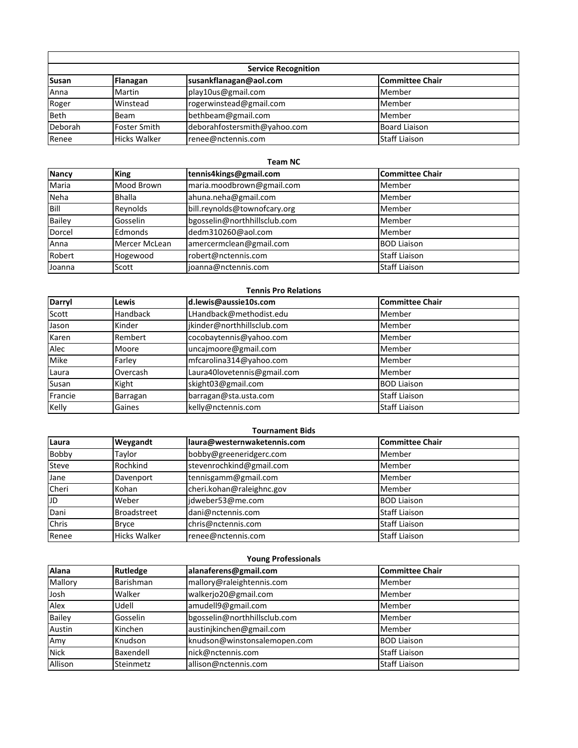## Service Recognition

| | | | |
|---|---|---|---|
| **Susan** | **Flanagan** | **susankflanagan@aol.com** | **Committee Chair** |
| Anna | Martin | play10us@gmail.com | Member |
| Roger | Winstead | rogerwinstead@gmail.com | Member |
| Beth | Beam | bethbeam@gmail.com | Member |
| Deborah | Foster Smith | deborahfostersmith@yahoo.com | Board Liaison |
| Renee | Hicks Walker | renee@nctennis.com | Staff Liaison |

## Team NC

| | | | |
|---|---|---|---|
| **Nancy** | **King** | **tennis4kings@gmail.com** | **Committee Chair** |
| Maria | Mood Brown | maria.moodbrown@gmail.com | Member |
| Neha | Bhalla | ahuna.neha@gmail.com | Member |
| Bill | Reynolds | bill.reynolds@townofcary.org | Member |
| Bailey | Gosselin | bgosselin@northhillsclub.com | Member |
| Dorcel | Edmonds | dedm310260@aol.com | Member |
| Anna | Mercer McLean | amercermclean@gmail.com | BOD Liaison |
| Robert | Hogewood | robert@nctennis.com | Staff Liaison |
| Joanna | Scott | joanna@nctennis.com | Staff Liaison |

## Tennis Pro Relations

| | | | |
|---|---|---|---|
| **Darryl** | **Lewis** | **d.lewis@aussie10s.com** | **Committee Chair** |
| Scott | Handback | LHandback@methodist.edu | Member |
| Jason | Kinder | jkinder@northhillsclub.com | Member |
| Karen | Rembert | cocobaytennis@yahoo.com | Member |
| Alec | Moore | uncajmoore@gmail.com | Member |
| Mike | Farley | mfcarolina314@yahoo.com | Member |
| Laura | Overcash | Laura40lovetennis@gmail.com | Member |
| Susan | Kight | skight03@gmail.com | BOD Liaison |
| Francie | Barragan | barragan@sta.usta.com | Staff Liaison |
| Kelly | Gaines | kelly@nctennis.com | Staff Liaison |

## Tournament Bids

| | | | |
|---|---|---|---|
| **Laura** | **Weygandt** | **laura@westernwaketennis.com** | **Committee Chair** |
| Bobby | Taylor | bobby@greeneridgerc.com | Member |
| Steve | Rochkind | stevenrochkind@gmail.com | Member |
| Jane | Davenport | tennisgamm@gmail.com | Member |
| Cheri | Kohan | cheri.kohan@raleighnc.gov | Member |
| JD | Weber | jdweber53@me.com | BOD Liaison |
| Dani | Broadstreet | dani@nctennis.com | Staff Liaison |
| Chris | Bryce | chris@nctennis.com | Staff Liaison |
| Renee | Hicks Walker | renee@nctennis.com | Staff Liaison |

## Young Professionals

| | | | |
|---|---|---|---|
| **Alana** | **Rutledge** | **alanaferens@gmail.com** | **Committee Chair** |
| Mallory | Barishman | mallory@raleightennis.com | Member |
| Josh | Walker | walkerjo20@gmail.com | Member |
| Alex | Udell | amudell9@gmail.com | Member |
| Bailey | Gosselin | bgosselin@northhillsclub.com | Member |
| Austin | Kinchen | austinjkinchen@gmail.com | Member |
| Amy | Knudson | knudson@winstonsalemopen.com | BOD Liaison |
| Nick | Baxendell | nick@nctennis.com | Staff Liaison |
| Allison | Steinmetz | allison@nctennis.com | Staff Liaison |